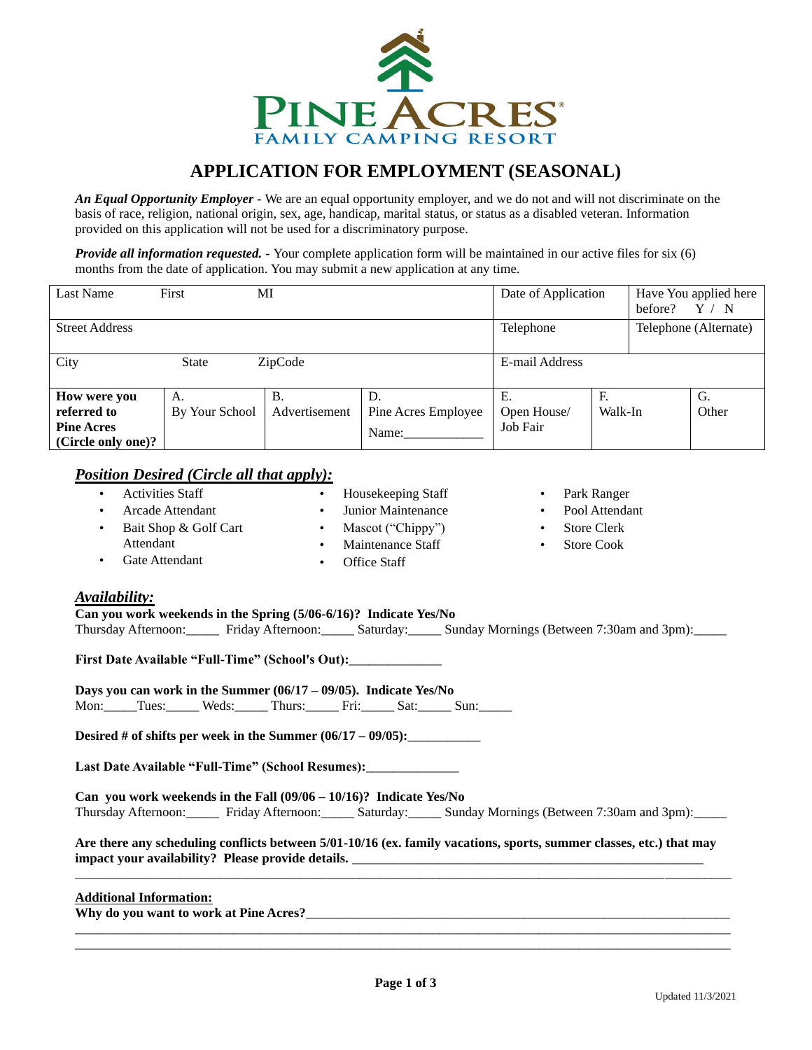# PINE ACRES
## FAMILY CAMPING RESORT

# APPLICATION FOR EMPLOYMENT (SEASONAL)

***An Equal Opportunity Employer -*** We are an equal opportunity employer, and we do not and will not discriminate on the basis of race, religion, national origin, sex, age, handicap, marital status, or status as a disabled veteran. Information provided on this application will not be used for a discriminatory purpose.

***Provide all information requested. -*** Your complete application form will be maintained in our active files for six (6) months from the date of application. You may submit a new application at any time.

| Last Name First MI | | | | Date of Application | | Have You applied here before? Y / N |
|---|---|---|---|---|---|---|
| Street Address | | | | Telephone | | Telephone (Alternate) |
| City State ZipCode | | | | E-mail Address | | |
| **How were you referred to Pine Acres (Circle only one)?** | A. By Your School | B. Advertisement | D. Pine Acres Employee Name:___________ | E. Open House/ Job Fair | F. Walk-In | G. Other |

## *Position Desired (Circle all that apply):*

- Activities Staff
- Arcade Attendant
- Bait Shop & Golf Cart Attendant
- Gate Attendant
- Housekeeping Staff
- Junior Maintenance
- Mascot ("Chippy")
- Maintenance Staff
- Office Staff
- Park Ranger
- Pool Attendant
- Store Clerk
- Store Cook

## *Availability:*

**Can you work weekends in the Spring (5/06-6/16)? Indicate Yes/No**
Thursday Afternoon:_____ Friday Afternoon:_____ Saturday:_____ Sunday Mornings (Between 7:30am and 3pm):_____

**First Date Available "Full-Time" (School's Out):**______________

**Days you can work in the Summer (06/17 – 09/05). Indicate Yes/No**
Mon:_____Tues:_____ Weds:_____ Thurs:_____ Fri:_____ Sat:_____ Sun:_____

**Desired # of shifts per week in the Summer (06/17 – 09/05):**___________

**Last Date Available "Full-Time" (School Resumes):**______________

**Can you work weekends in the Fall (09/06 – 10/16)? Indicate Yes/No**
Thursday Afternoon:_____ Friday Afternoon:_____ Saturday:_____ Sunday Mornings (Between 7:30am and 3pm):_____

**Are there any scheduling conflicts between 5/01-10/16 (ex. family vacations, sports, summer classes, etc.) that may impact your availability? Please provide details.** ________________________________________________________
_____________________________________________________________________________________________

**Additional Information:**
**Why do you want to work at Pine Acres?**_____________________________________________________________
_____________________________________________________________________________________________
_____________________________________________________________________________________________

Updated 11/3/2021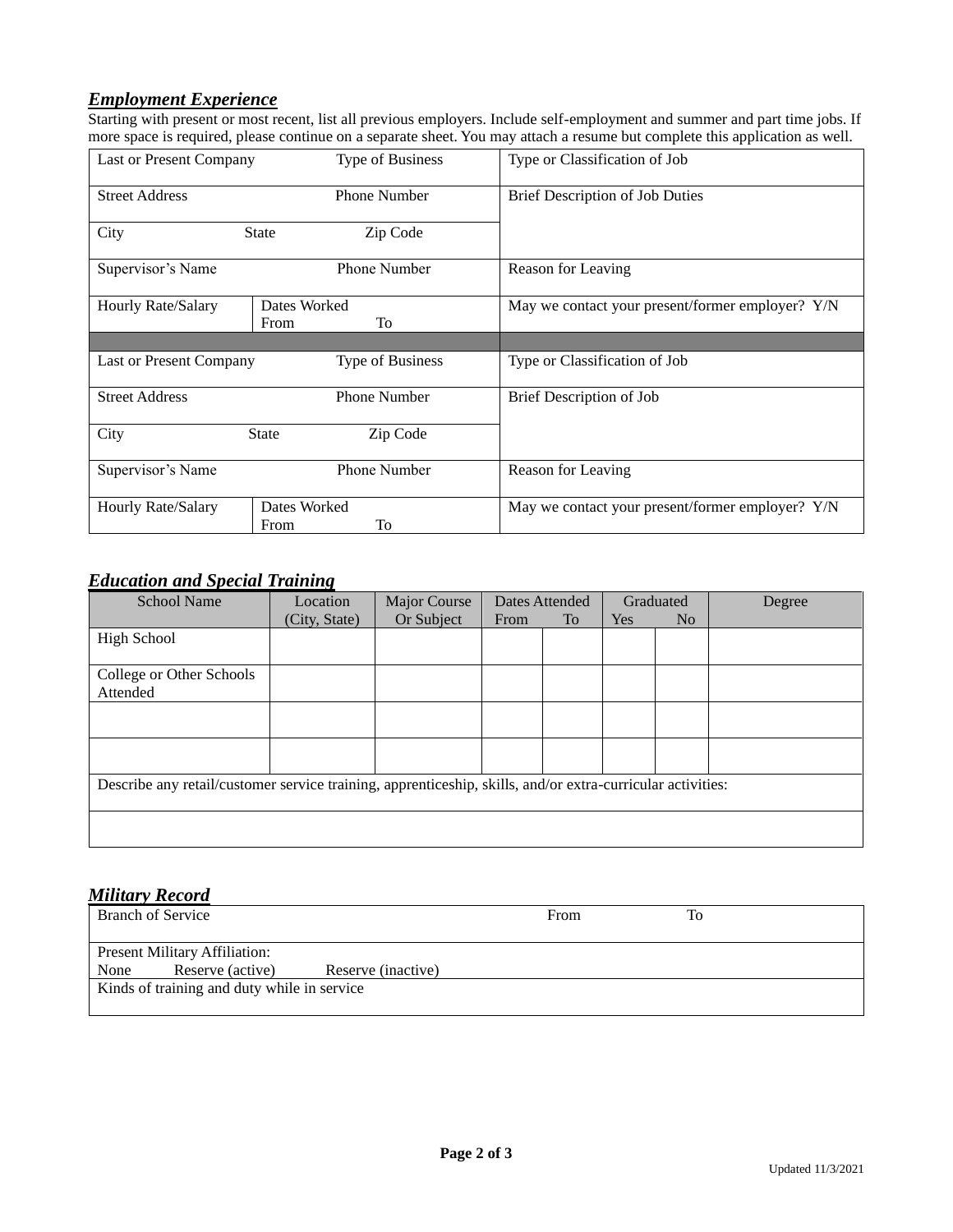## ***Employment Experience***

Starting with present or most recent, list all previous employers. Include self-employment and summer and part time jobs. If more space is required, please continue on a separate sheet. You may attach a resume but complete this application as well.

| Last or Present Company | Type of Business | Type or Classification of Job |
|---|---|---|
| Street Address | Phone Number | Brief Description of Job Duties |
| City State | Zip Code | |
| Supervisor's Name | Phone Number | Reason for Leaving |
| Hourly Rate/Salary | Dates Worked From To | May we contact your present/former employer? Y/N |
| | | |
| Last or Present Company | Type of Business | Type or Classification of Job |
| Street Address | Phone Number | Brief Description of Job |
| City State | Zip Code | |
| Supervisor's Name | Phone Number | Reason for Leaving |
| Hourly Rate/Salary | Dates Worked From To | May we contact your present/former employer? Y/N |

## ***Education and Special Training***

| School Name | Location (City, State) | Major Course Or Subject | Dates Attended From | To | Graduated Yes | No | Degree |
|---|---|---|---|---|---|---|---|
| High School | | | | | | | |
| College or Other Schools Attended | | | | | | | |
| | | | | | | | |
| | | | | | | | |
| Describe any retail/customer service training, apprenticeship, skills, and/or extra-curricular activities: | | | | | | | |
| | | | | | | | |

## ***Military Record***

| Branch of Service | From | To |
|---|---|---|
| Present Military Affiliation: None Reserve (active) Reserve (inactive) | | |
| Kinds of training and duty while in service | | |

Updated 11/3/2021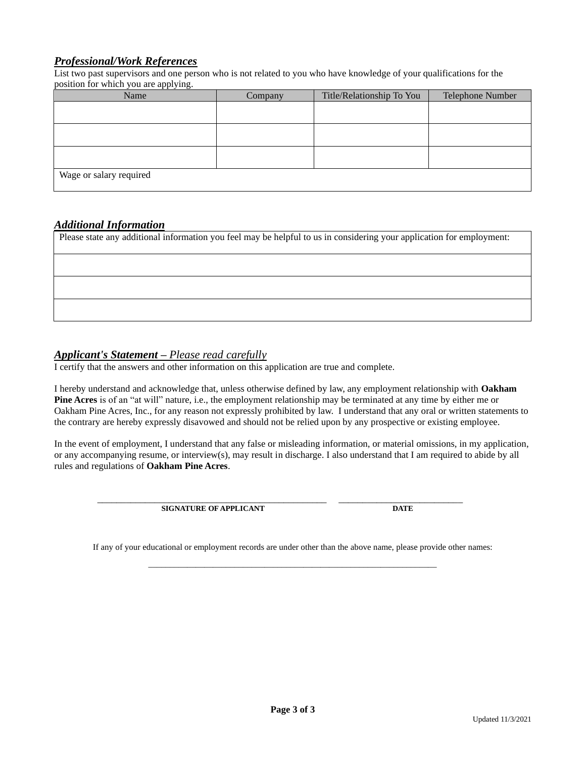### ***Professional/Work References***

List two past supervisors and one person who is not related to you who have knowledge of your qualifications for the position for which you are applying.

| Name | Company | Title/Relationship To You | Telephone Number |
|---|---|---|---|
| | | | |
| | | | |
| | | | |
| Wage or salary required | | | |

### ***Additional Information***

| Please state any additional information you feel may be helpful to us in considering your application for employment: |
|---|
| |
| |
| |

### ***Applicant's Statement*** – *Please read carefully*

I certify that the answers and other information on this application are true and complete.

I hereby understand and acknowledge that, unless otherwise defined by law, any employment relationship with **Oakham Pine Acres** is of an "at will" nature, i.e., the employment relationship may be terminated at any time by either me or Oakham Pine Acres, Inc., for any reason not expressly prohibited by law. I understand that any oral or written statements to the contrary are hereby expressly disavowed and should not be relied upon by any prospective or existing employee.

In the event of employment, I understand that any false or misleading information, or material omissions, in my application, or any accompanying resume, or interview(s), may result in discharge. I also understand that I am required to abide by all rules and regulations of **Oakham Pine Acres**.

_______________________________________________ ___________________________

**SIGNATURE OF APPLICANT** **DATE**

If any of your educational or employment records are under other than the above name, please provide other names:

____________________________________________________________

Updated 11/3/2021